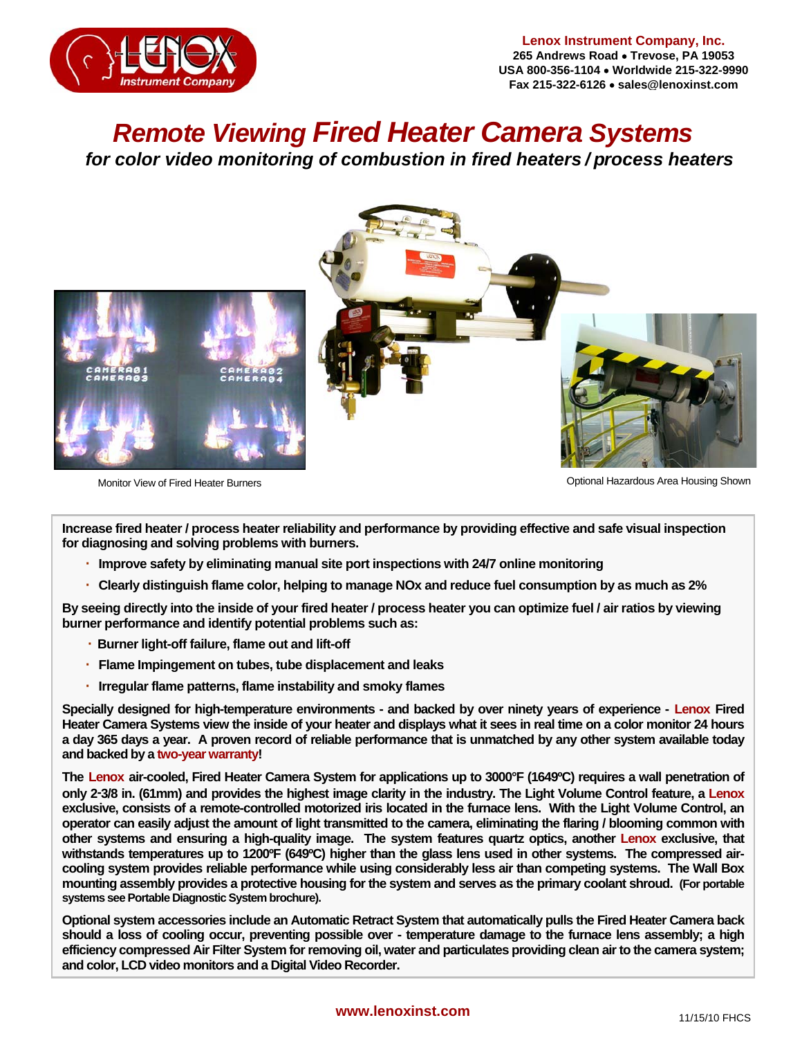Lenox Instrument Company, Inc.
265 Andrews Road • Trevose, PA 19053
USA 800-356-1104 • Worldwide 215-322-9990
Fax 215-322-6126 • sales@lenoxinst.com

# *Remote Viewing Fired Heater Camera Systems*

## *for color video monitoring of combustion in fired heaters / process heaters*

Monitor View of Fired Heater Burners

Optional Hazardous Area Housing Shown

**Increase fired heater / process heater reliability and performance by providing effective and safe visual inspection for diagnosing and solving problems with burners.**

- **Improve safety by eliminating manual site port inspections with 24/7 online monitoring**
- **Clearly distinguish flame color, helping to manage NOx and reduce fuel consumption by as much as 2%**

**By seeing directly into the inside of your fired heater / process heater you can optimize fuel / air ratios by viewing burner performance and identify potential problems such as:**

- **Burner light-off failure, flame out and lift-off**
- **Flame Impingement on tubes, tube displacement and leaks**
- **Irregular flame patterns, flame instability and smoky flames**

**Specially designed for high-temperature environments - and backed by over ninety years of experience - Lenox Fired Heater Camera Systems view the inside of your heater and displays what it sees in real time on a color monitor 24 hours a day 365 days a year. A proven record of reliable performance that is unmatched by any other system available today and backed by a two-year warranty!**

**The Lenox air-cooled, Fired Heater Camera System for applications up to 3000ºF (1649ºC) requires a wall penetration of only 2-3/8 in. (61mm) and provides the highest image clarity in the industry. The Light Volume Control feature, a Lenox exclusive, consists of a remote-controlled motorized iris located in the furnace lens. With the Light Volume Control, an operator can easily adjust the amount of light transmitted to the camera, eliminating the flaring / blooming common with other systems and ensuring a high-quality image. The system features quartz optics, another Lenox exclusive, that withstands temperatures up to 1200ºF (649ºC) higher than the glass lens used in other systems. The compressed air-cooling system provides reliable performance while using considerably less air than competing systems. The Wall Box mounting assembly provides a protective housing for the system and serves as the primary coolant shroud. (For portable systems see Portable Diagnostic System brochure).**

**Optional system accessories include an Automatic Retract System that automatically pulls the Fired Heater Camera back should a loss of cooling occur, preventing possible over - temperature damage to the furnace lens assembly; a high efficiency compressed Air Filter System for removing oil, water and particulates providing clean air to the camera system; and color, LCD video monitors and a Digital Video Recorder.**

www.lenoxinst.com

11/15/10 FHCS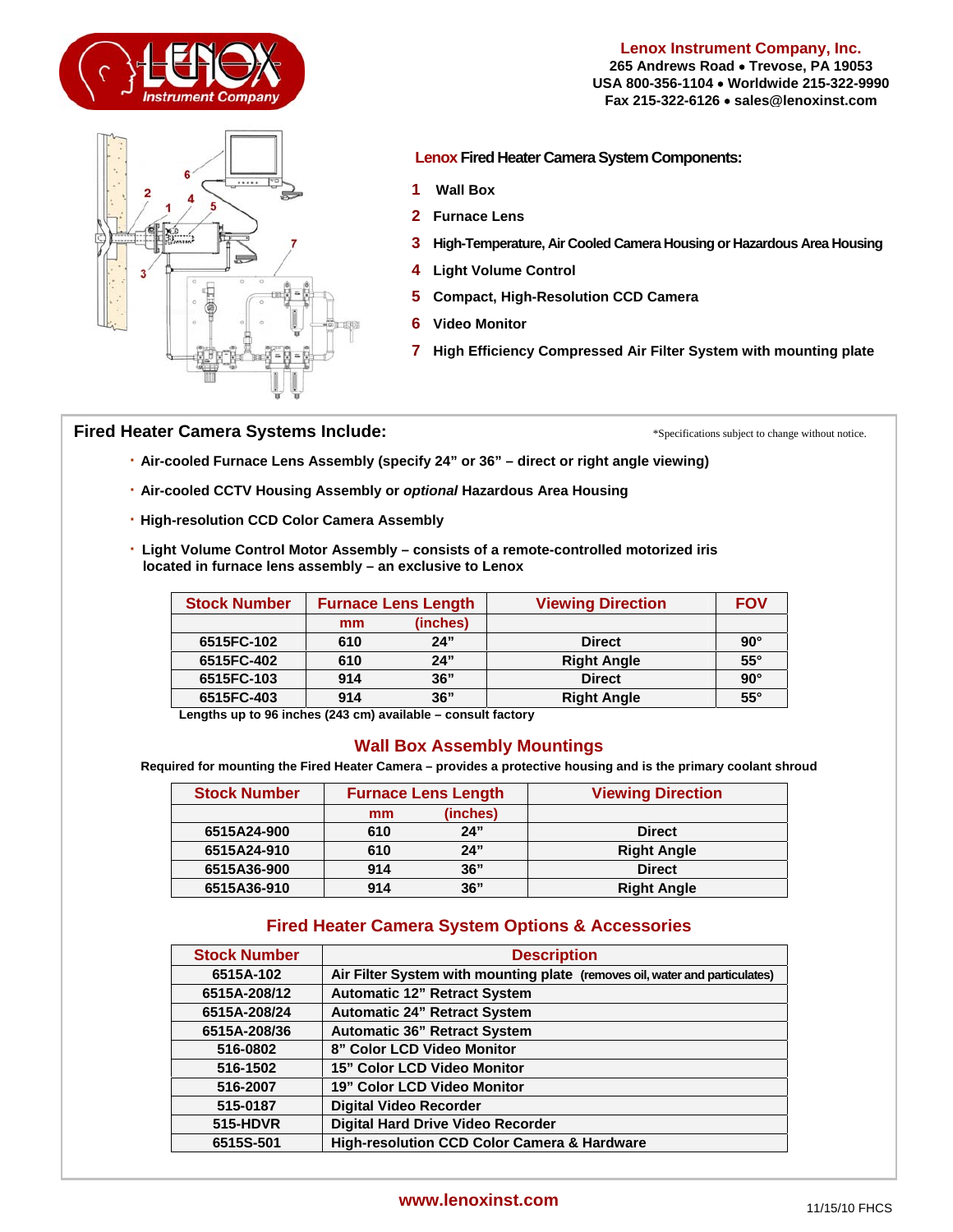**Lenox Instrument Company, Inc.**
265 Andrews Road • Trevose, PA 19053
USA 800-356-1104 • Worldwide 215-322-9990
Fax 215-322-6126 • sales@lenoxinst.com

## Lenox Fired Heater Camera System Components:

1. Wall Box
2. Furnace Lens
3. High-Temperature, Air Cooled Camera Housing or Hazardous Area Housing
4. Light Volume Control
5. Compact, High-Resolution CCD Camera
6. Video Monitor
7. High Efficiency Compressed Air Filter System with mounting plate

## Fired Heater Camera Systems Include:

*Specifications subject to change without notice.

- Air-cooled Furnace Lens Assembly (specify 24" or 36" – direct or right angle viewing)
- Air-cooled CCTV Housing Assembly or *optional* Hazardous Area Housing
- High-resolution CCD Color Camera Assembly
- Light Volume Control Motor Assembly – consists of a remote-controlled motorized iris located in furnace lens assembly – an exclusive to Lenox

| Stock Number | Furnace Lens Length | | Viewing Direction | FOV |
|---|---|---|---|---|
| | mm | (inches) | | |
| 6515FC-102 | 610 | 24" | Direct | 90° |
| 6515FC-402 | 610 | 24" | Right Angle | 55° |
| 6515FC-103 | 914 | 36" | Direct | 90° |
| 6515FC-403 | 914 | 36" | Right Angle | 55° |

Lengths up to 96 inches (243 cm) available – consult factory

### Wall Box Assembly Mountings

Required for mounting the Fired Heater Camera – provides a protective housing and is the primary coolant shroud

| Stock Number | Furnace Lens Length | | Viewing Direction |
|---|---|---|---|
| | mm | (inches) | |
| 6515A24-900 | 610 | 24" | Direct |
| 6515A24-910 | 610 | 24" | Right Angle |
| 6515A36-900 | 914 | 36" | Direct |
| 6515A36-910 | 914 | 36" | Right Angle |

### Fired Heater Camera System Options & Accessories

| Stock Number | Description |
|---|---|
| 6515A-102 | Air Filter System with mounting plate (removes oil, water and particulates) |
| 6515A-208/12 | Automatic 12" Retract System |
| 6515A-208/24 | Automatic 24" Retract System |
| 6515A-208/36 | Automatic 36" Retract System |
| 516-0802 | 8" Color LCD Video Monitor |
| 516-1502 | 15" Color LCD Video Monitor |
| 516-2007 | 19" Color LCD Video Monitor |
| 515-0187 | Digital Video Recorder |
| 515-HDVR | Digital Hard Drive Video Recorder |
| 6515S-501 | High-resolution CCD Color Camera & Hardware |

www.lenoxinst.com

11/15/10 FHCS